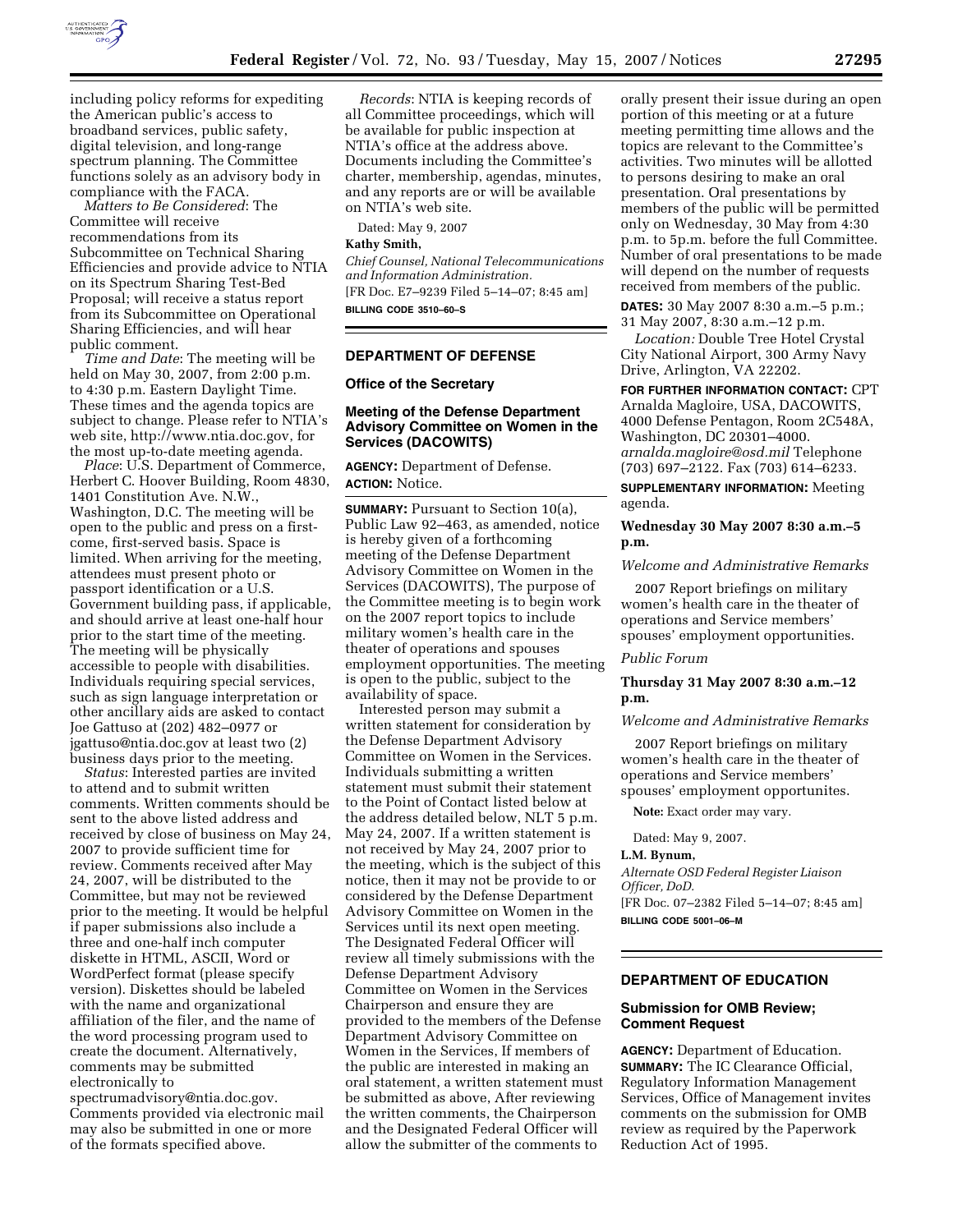including policy reforms for expediting the American public's access to broadband services, public safety, digital television, and long-range spectrum planning. The Committee functions solely as an advisory body in compliance with the FACA.

*Matters to Be Considered*: The Committee will receive recommendations from its Subcommittee on Technical Sharing Efficiencies and provide advice to NTIA on its Spectrum Sharing Test-Bed Proposal; will receive a status report from its Subcommittee on Operational Sharing Efficiencies, and will hear public comment.

*Time and Date*: The meeting will be held on May 30, 2007, from 2:00 p.m. to 4:30 p.m. Eastern Daylight Time. These times and the agenda topics are subject to change. Please refer to NTIA's web site, http://www.ntia.doc.gov, for the most up-to-date meeting agenda.

*Place*: U.S. Department of Commerce, Herbert C. Hoover Building, Room 4830, 1401 Constitution Ave. N.W., Washington, D.C. The meeting will be open to the public and press on a first-come, first-served basis. Space is limited. When arriving for the meeting, attendees must present photo or passport identification or a U.S. Government building pass, if applicable, and should arrive at least one-half hour prior to the start time of the meeting. The meeting will be physically accessible to people with disabilities. Individuals requiring special services, such as sign language interpretation or other ancillary aids are asked to contact Joe Gattuso at (202) 482–0977 or jgattuso@ntia.doc.gov at least two (2) business days prior to the meeting.

*Status*: Interested parties are invited to attend and to submit written comments. Written comments should be sent to the above listed address and received by close of business on May 24, 2007 to provide sufficient time for review. Comments received after May 24, 2007, will be distributed to the Committee, but may not be reviewed prior to the meeting. It would be helpful if paper submissions also include a three and one-half inch computer diskette in HTML, ASCII, Word or WordPerfect format (please specify version). Diskettes should be labeled with the name and organizational affiliation of the filer, and the name of the word processing program used to create the document. Alternatively, comments may be submitted electronically to spectrumadvisory@ntia.doc.gov. Comments provided via electronic mail may also be submitted in one or more of the formats specified above.

*Records*: NTIA is keeping records of all Committee proceedings, which will be available for public inspection at NTIA's office at the address above. Documents including the Committee's charter, membership, agendas, minutes, and any reports are or will be available on NTIA's web site.

Dated: May 9, 2007

**Kathy Smith,**

*Chief Counsel, National Telecommunications and Information Administration.*

[FR Doc. E7–9239 Filed 5–14–07; 8:45 am]

**BILLING CODE 3510–60–S**

---

## DEPARTMENT OF DEFENSE

### Office of the Secretary

### Meeting of the Defense Department Advisory Committee on Women in the Services (DACOWITS)

**AGENCY:** Department of Defense.

**ACTION:** Notice.

**SUMMARY:** Pursuant to Section 10(a), Public Law 92–463, as amended, notice is hereby given of a forthcoming meeting of the Defense Department Advisory Committee on Women in the Services (DACOWITS), The purpose of the Committee meeting is to begin work on the 2007 report topics to include military women's health care in the theater of operations and spouses employment opportunities. The meeting is open to the public, subject to the availability of space.

Interested person may submit a written statement for consideration by the Defense Department Advisory Committee on Women in the Services. Individuals submitting a written statement must submit their statement to the Point of Contact listed below at the address detailed below, NLT 5 p.m. May 24, 2007. If a written statement is not received by May 24, 2007 prior to the meeting, which is the subject of this notice, then it may not be provide to or considered by the Defense Department Advisory Committee on Women in the Services until its next open meeting. The Designated Federal Officer will review all timely submissions with the Defense Department Advisory Committee on Women in the Services Chairperson and ensure they are provided to the members of the Defense Department Advisory Committee on Women in the Services, If members of the public are interested in making an oral statement, a written statement must be submitted as above, After reviewing the written comments, the Chairperson and the Designated Federal Officer will allow the submitter of the comments to orally present their issue during an open portion of this meeting or at a future meeting permitting time allows and the topics are relevant to the Committee's activities. Two minutes will be allotted to persons desiring to make an oral presentation. Oral presentations by members of the public will be permitted only on Wednesday, 30 May from 4:30 p.m. to 5p.m. before the full Committee. Number of oral presentations to be made will depend on the number of requests received from members of the public.

**DATES:** 30 May 2007 8:30 a.m.–5 p.m.; 31 May 2007, 8:30 a.m.–12 p.m.

*Location:* Double Tree Hotel Crystal City National Airport, 300 Army Navy Drive, Arlington, VA 22202.

**FOR FURTHER INFORMATION CONTACT:** CPT Arnalda Magloire, USA, DACOWITS, 4000 Defense Pentagon, Room 2C548A, Washington, DC 20301–4000. *arnalda.magloire@osd.mil* Telephone (703) 697–2122. Fax (703) 614–6233.

**SUPPLEMENTARY INFORMATION:** Meeting agenda.

**Wednesday 30 May 2007 8:30 a.m.–5 p.m.**

*Welcome and Administrative Remarks*

2007 Report briefings on military women's health care in the theater of operations and Service members' spouses' employment opportunities.

*Public Forum*

**Thursday 31 May 2007 8:30 a.m.–12 p.m.**

*Welcome and Administrative Remarks*

2007 Report briefings on military women's health care in the theater of operations and Service members' spouses' employment opportunites.

**Note:** Exact order may vary.

Dated: May 9, 2007.

**L.M. Bynum,**

*Alternate OSD Federal Register Liaison Officer, DoD.*

[FR Doc. 07–2382 Filed 5–14–07; 8:45 am]

**BILLING CODE 5001–06–M**

---

## DEPARTMENT OF EDUCATION

### Submission for OMB Review; Comment Request

**AGENCY:** Department of Education.

**SUMMARY:** The IC Clearance Official, Regulatory Information Management Services, Office of Management invites comments on the submission for OMB review as required by the Paperwork Reduction Act of 1995.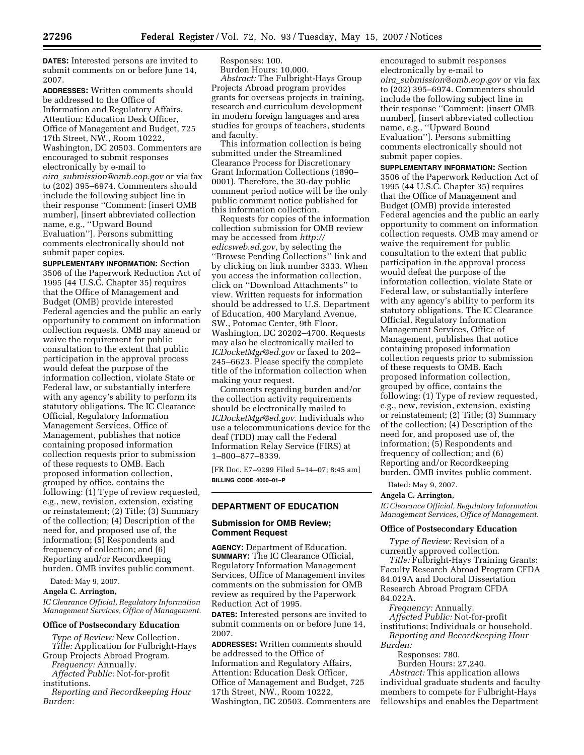**DATES:** Interested persons are invited to submit comments on or before June 14, 2007.

**ADDRESSES:** Written comments should be addressed to the Office of Information and Regulatory Affairs, Attention: Education Desk Officer, Office of Management and Budget, 725 17th Street, NW., Room 10222, Washington, DC 20503. Commenters are encouraged to submit responses electronically by e-mail to *oira_submission@omb.eop.gov* or via fax to (202) 395–6974. Commenters should include the following subject line in their response ''Comment: [insert OMB number], [insert abbreviated collection name, e.g., ''Upward Bound Evaluation'']. Persons submitting comments electronically should not submit paper copies.

**SUPPLEMENTARY INFORMATION:** Section 3506 of the Paperwork Reduction Act of 1995 (44 U.S.C. Chapter 35) requires that the Office of Management and Budget (OMB) provide interested Federal agencies and the public an early opportunity to comment on information collection requests. OMB may amend or waive the requirement for public consultation to the extent that public participation in the approval process would defeat the purpose of the information collection, violate State or Federal law, or substantially interfere with any agency's ability to perform its statutory obligations. The IC Clearance Official, Regulatory Information Management Services, Office of Management, publishes that notice containing proposed information collection requests prior to submission of these requests to OMB. Each proposed information collection, grouped by office, contains the following: (1) Type of review requested, e.g., new, revision, extension, existing or reinstatement; (2) Title; (3) Summary of the collection; (4) Description of the need for, and proposed use of, the information; (5) Respondents and frequency of collection; and (6) Reporting and/or Recordkeeping burden. OMB invites public comment.

Dated: May 9, 2007.

**Angela C. Arrington,**

*IC Clearance Official, Regulatory Information Management Services, Office of Management.*

### Office of Postsecondary Education

*Type of Review:* New Collection.

*Title:* Application for Fulbright-Hays Group Projects Abroad Program.

*Frequency:* Annually.

*Affected Public:* Not-for-profit institutions.

*Reporting and Recordkeeping Hour Burden:*

Responses: 100.

Burden Hours: 10,000.

*Abstract:* The Fulbright-Hays Group Projects Abroad program provides grants for overseas projects in training, research and curriculum development in modern foreign languages and area studies for groups of teachers, students and faculty.

This information collection is being submitted under the Streamlined Clearance Process for Discretionary Grant Information Collections (1890–0001). Therefore, the 30-day public comment period notice will be the only public comment notice published for this information collection.

Requests for copies of the information collection submission for OMB review may be accessed from *http://edicsweb.ed.gov,* by selecting the ''Browse Pending Collections'' link and by clicking on link number 3333. When you access the information collection, click on ''Download Attachments'' to view. Written requests for information should be addressed to U.S. Department of Education, 400 Maryland Avenue, SW., Potomac Center, 9th Floor, Washington, DC 20202–4700. Requests may also be electronically mailed to *ICDocketMgr@ed.gov* or faxed to 202–245–6623. Please specify the complete title of the information collection when making your request.

Comments regarding burden and/or the collection activity requirements should be electronically mailed to *ICDocketMgr@ed.gov.* Individuals who use a telecommunications device for the deaf (TDD) may call the Federal Information Relay Service (FIRS) at 1–800–877–8339.

[FR Doc. E7–9299 Filed 5–14–07; 8:45 am]

**BILLING CODE 4000–01–P**

## DEPARTMENT OF EDUCATION

### Submission for OMB Review; Comment Request

**AGENCY:** Department of Education.

**SUMMARY:** The IC Clearance Official, Regulatory Information Management Services, Office of Management invites comments on the submission for OMB review as required by the Paperwork Reduction Act of 1995.

**DATES:** Interested persons are invited to submit comments on or before June 14, 2007.

**ADDRESSES:** Written comments should be addressed to the Office of Information and Regulatory Affairs, Attention: Education Desk Officer, Office of Management and Budget, 725 17th Street, NW., Room 10222, Washington, DC 20503. Commenters are encouraged to submit responses electronically by e-mail to *oira_submission@omb.eop.gov* or via fax to (202) 395–6974. Commenters should include the following subject line in their response ''Comment: [insert OMB number], [insert abbreviated collection name, e.g., ''Upward Bound Evaluation'']. Persons submitting comments electronically should not submit paper copies.

**SUPPLEMENTARY INFORMATION:** Section 3506 of the Paperwork Reduction Act of 1995 (44 U.S.C. Chapter 35) requires that the Office of Management and Budget (OMB) provide interested Federal agencies and the public an early opportunity to comment on information collection requests. OMB may amend or waive the requirement for public consultation to the extent that public participation in the approval process would defeat the purpose of the information collection, violate State or Federal law, or substantially interfere with any agency's ability to perform its statutory obligations. The IC Clearance Official, Regulatory Information Management Services, Office of Management, publishes that notice containing proposed information collection requests prior to submission of these requests to OMB. Each proposed information collection, grouped by office, contains the following: (1) Type of review requested, e.g., new, revision, extension, existing or reinstatement; (2) Title; (3) Summary of the collection; (4) Description of the need for, and proposed use of, the information; (5) Respondents and frequency of collection; and (6) Reporting and/or Recordkeeping burden. OMB invites public comment.

Dated: May 9, 2007.

**Angela C. Arrington,**

*IC Clearance Official, Regulatory Information Management Services, Office of Management.*

### Office of Postsecondary Education

*Type of Review:* Revision of a currently approved collection.

*Title:* Fulbright-Hays Training Grants: Faculty Research Abroad Program CFDA 84.019A and Doctoral Dissertation Research Abroad Program CFDA 84.022A.

*Frequency:* Annually.

*Affected Public:* Not-for-profit institutions; Individuals or household.

*Reporting and Recordkeeping Hour Burden:*

Responses: 780.

Burden Hours: 27,240.

*Abstract:* This application allows individual graduate students and faculty members to compete for Fulbright-Hays fellowships and enables the Department